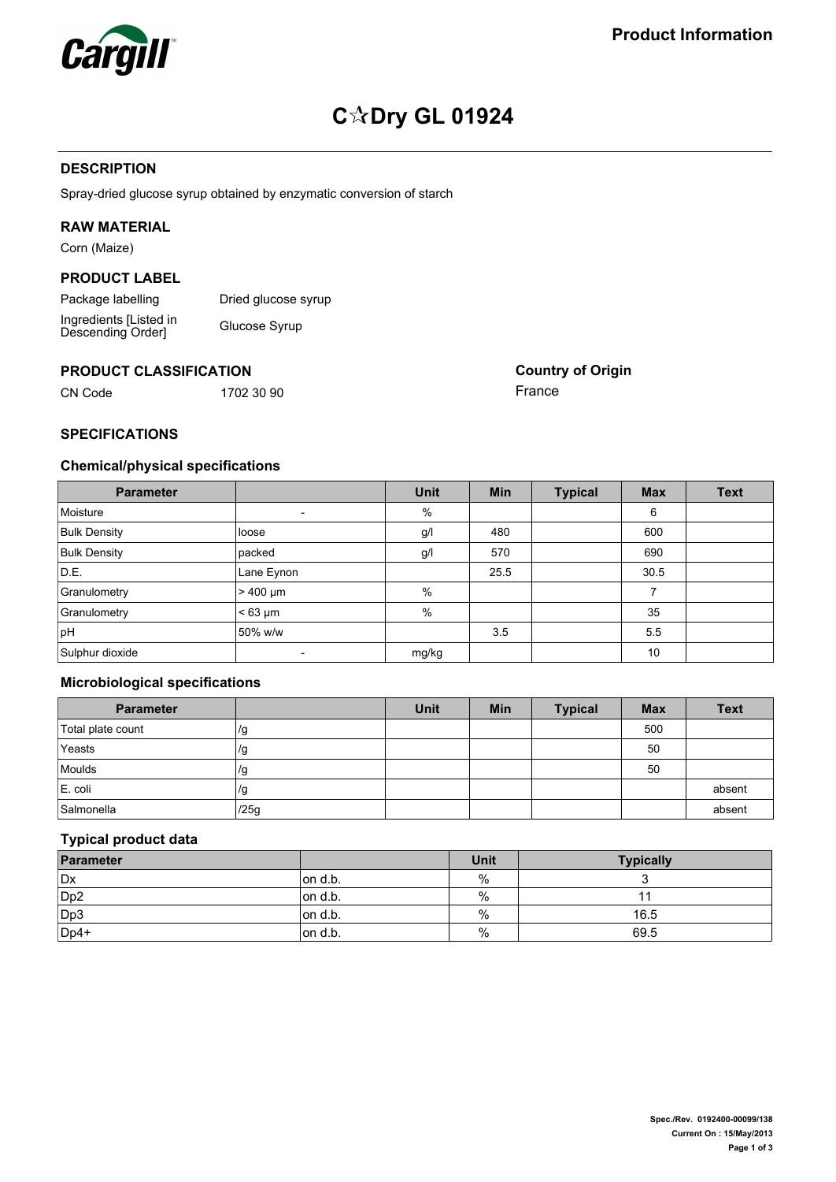**Cargill**

**Product Information**

# C☆Dry GL 01924

## DESCRIPTION

Spray-dried glucose syrup obtained by enzymatic conversion of starch

## RAW MATERIAL

Corn (Maize)

## PRODUCT LABEL

| | |
|---|---|
| Package labelling | Dried glucose syrup |
| Ingredients [Listed in Descending Order] | Glucose Syrup |

## PRODUCT CLASSIFICATION

| | |
|---|---|
| CN Code | 1702 30 90 |

**Country of Origin**

France

## SPECIFICATIONS

### Chemical/physical specifications

| Parameter | | Unit | Min | Typical | Max | Text |
|---|---|---|---|---|---|---|
| Moisture | - | % | | | 6 | |
| Bulk Density | loose | g/l | 480 | | 600 | |
| Bulk Density | packed | g/l | 570 | | 690 | |
| D.E. | Lane Eynon | | 25.5 | | 30.5 | |
| Granulometry | > 400 µm | % | | | 7 | |
| Granulometry | < 63 µm | % | | | 35 | |
| pH | 50% w/w | | 3.5 | | 5.5 | |
| Sulphur dioxide | - | mg/kg | | | 10 | |

### Microbiological specifications

| Parameter | | Unit | Min | Typical | Max | Text |
|---|---|---|---|---|---|---|
| Total plate count | /g | | | | 500 | |
| Yeasts | /g | | | | 50 | |
| Moulds | /g | | | | 50 | |
| E. coli | /g | | | | | absent |
| Salmonella | /25g | | | | | absent |

### Typical product data

| Parameter | | Unit | Typically |
|---|---|---|---|
| Dx | on d.b. | % | 3 |
| Dp2 | on d.b. | % | 11 |
| Dp3 | on d.b. | % | 16.5 |
| Dp4+ | on d.b. | % | 69.5 |

Spec./Rev. 0192400-00099/138
Current On : 15/May/2013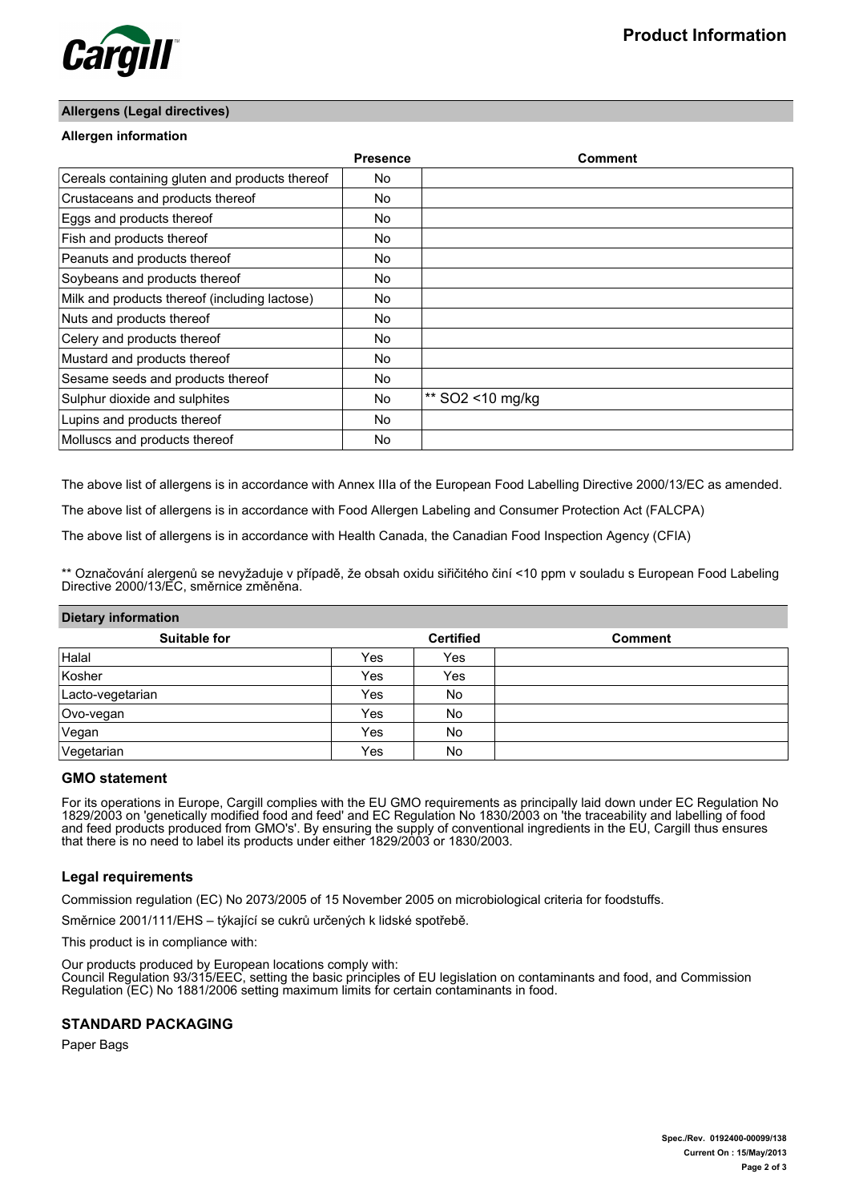## Allergens (Legal directives)

### Allergen information

| | Presence | Comment |
|---|---|---|
| Cereals containing gluten and products thereof | No | |
| Crustaceans and products thereof | No | |
| Eggs and products thereof | No | |
| Fish and products thereof | No | |
| Peanuts and products thereof | No | |
| Soybeans and products thereof | No | |
| Milk and products thereof (including lactose) | No | |
| Nuts and products thereof | No | |
| Celery and products thereof | No | |
| Mustard and products thereof | No | |
| Sesame seeds and products thereof | No | |
| Sulphur dioxide and sulphites | No | ** $SO_2$ <10 mg/kg |
| Lupins and products thereof | No | |
| Molluscs and products thereof | No | |

The above list of allergens is in accordance with Annex IIIa of the European Food Labelling Directive 2000/13/EC as amended.

The above list of allergens is in accordance with Food Allergen Labeling and Consumer Protection Act (FALCPA)

The above list of allergens is in accordance with Health Canada, the Canadian Food Inspection Agency (CFIA)

** Označování alergenů se nevyžaduje v případě, že obsah oxidu siřičitého činí <10 ppm v souladu s European Food Labeling Directive 2000/13/EC, směrnice změněna.

## Dietary information

| Suitable for | | Certified | Comment |
|---|---|---|---|
| Halal | Yes | Yes | |
| Kosher | Yes | Yes | |
| Lacto-vegetarian | Yes | No | |
| Ovo-vegan | Yes | No | |
| Vegan | Yes | No | |
| Vegetarian | Yes | No | |

### GMO statement

For its operations in Europe, Cargill complies with the EU GMO requirements as principally laid down under EC Regulation No 1829/2003 on 'genetically modified food and feed' and EC Regulation No 1830/2003 on 'the traceability and labelling of food and feed products produced from GMO's'. By ensuring the supply of conventional ingredients in the EU, Cargill thus ensures that there is no need to label its products under either 1829/2003 or 1830/2003.

### Legal requirements

Commission regulation (EC) No 2073/2005 of 15 November 2005 on microbiological criteria for foodstuffs.

Směrnice 2001/111/EHS – týkající se cukrů určených k lidské spotřebě.

This product is in compliance with:

Our products produced by European locations comply with:
Council Regulation 93/315/EEC, setting the basic principles of EU legislation on contaminants and food, and Commission Regulation (EC) No 1881/2006 setting maximum limits for certain contaminants in food.

### STANDARD PACKAGING

Paper Bags

Spec./Rev. 0192400-00099/138
Current On : 15/May/2013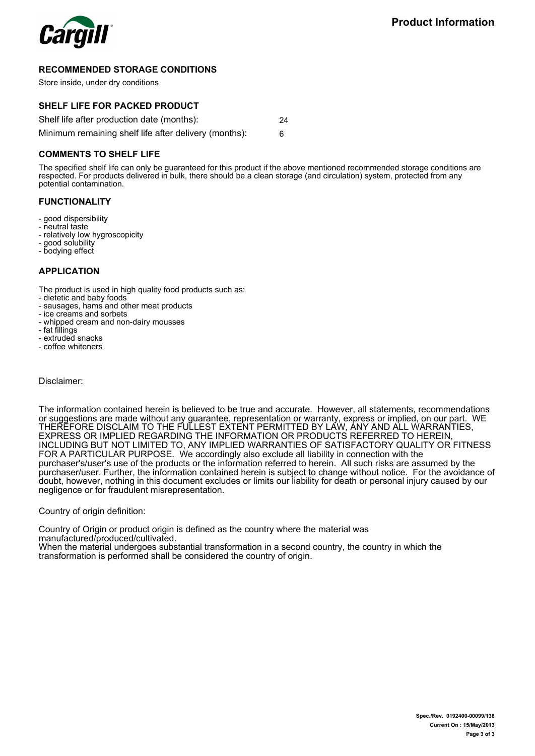## RECOMMENDED STORAGE CONDITIONS

Store inside, under dry conditions

## SHELF LIFE FOR PACKED PRODUCT

| | |
|---|---|
| Shelf life after production date (months): | 24 |
| Minimum remaining shelf life after delivery (months): | 6 |

## COMMENTS TO SHELF LIFE

The specified shelf life can only be guaranteed for this product if the above mentioned recommended storage conditions are respected. For products delivered in bulk, there should be a clean storage (and circulation) system, protected from any potential contamination.

## FUNCTIONALITY

- good dispersibility
- neutral taste
- relatively low hygroscopicity
- good solubility
- bodying effect

## APPLICATION

The product is used in high quality food products such as:
- dietetic and baby foods
- sausages, hams and other meat products
- ice creams and sorbets
- whipped cream and non-dairy mousses
- fat fillings
- extruded snacks
- coffee whiteners

Disclaimer:

The information contained herein is believed to be true and accurate. However, all statements, recommendations or suggestions are made without any guarantee, representation or warranty, express or implied, on our part. WE THEREFORE DISCLAIM TO THE FULLEST EXTENT PERMITTED BY LAW, ANY AND ALL WARRANTIES, EXPRESS OR IMPLIED REGARDING THE INFORMATION OR PRODUCTS REFERRED TO HEREIN, INCLUDING BUT NOT LIMITED TO, ANY IMPLIED WARRANTIES OF SATISFACTORY QUALITY OR FITNESS FOR A PARTICULAR PURPOSE. We accordingly also exclude all liability in connection with the purchaser's/user's use of the products or the information referred to herein. All such risks are assumed by the purchaser/user. Further, the information contained herein is subject to change without notice. For the avoidance of doubt, however, nothing in this document excludes or limits our liability for death or personal injury caused by our negligence or for fraudulent misrepresentation.

Country of origin definition:

Country of Origin or product origin is defined as the country where the material was manufactured/produced/cultivated.
When the material undergoes substantial transformation in a second country, the country in which the transformation is performed shall be considered the country of origin.

Spec./Rev. 0192400-00099/138
Current On : 15/May/2013